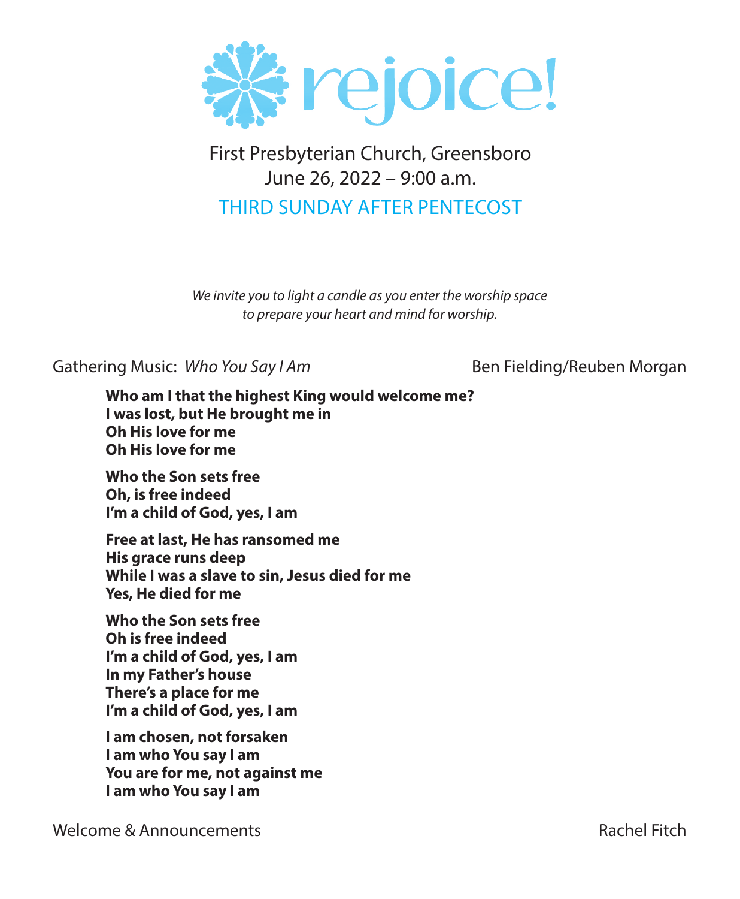# rejoice!

First Presbyterian Church, Greensboro
June 26, 2022 – 9:00 a.m.

## THIRD SUNDAY AFTER PENTECOST

*We invite you to light a candle as you enter the worship space to prepare your heart and mind for worship.*

Gathering Music: *Who You Say I Am* Ben Fielding/Reuben Morgan

**Who am I that the highest King would welcome me?**
**I was lost, but He brought me in**
**Oh His love for me**
**Oh His love for me**

**Who the Son sets free**
**Oh, is free indeed**
**I'm a child of God, yes, I am**

**Free at last, He has ransomed me**
**His grace runs deep**
**While I was a slave to sin, Jesus died for me**
**Yes, He died for me**

**Who the Son sets free**
**Oh is free indeed**
**I'm a child of God, yes, I am**
**In my Father's house**
**There's a place for me**
**I'm a child of God, yes, I am**

**I am chosen, not forsaken**
**I am who You say I am**
**You are for me, not against me**
**I am who You say I am**

Welcome & Announcements Rachel Fitch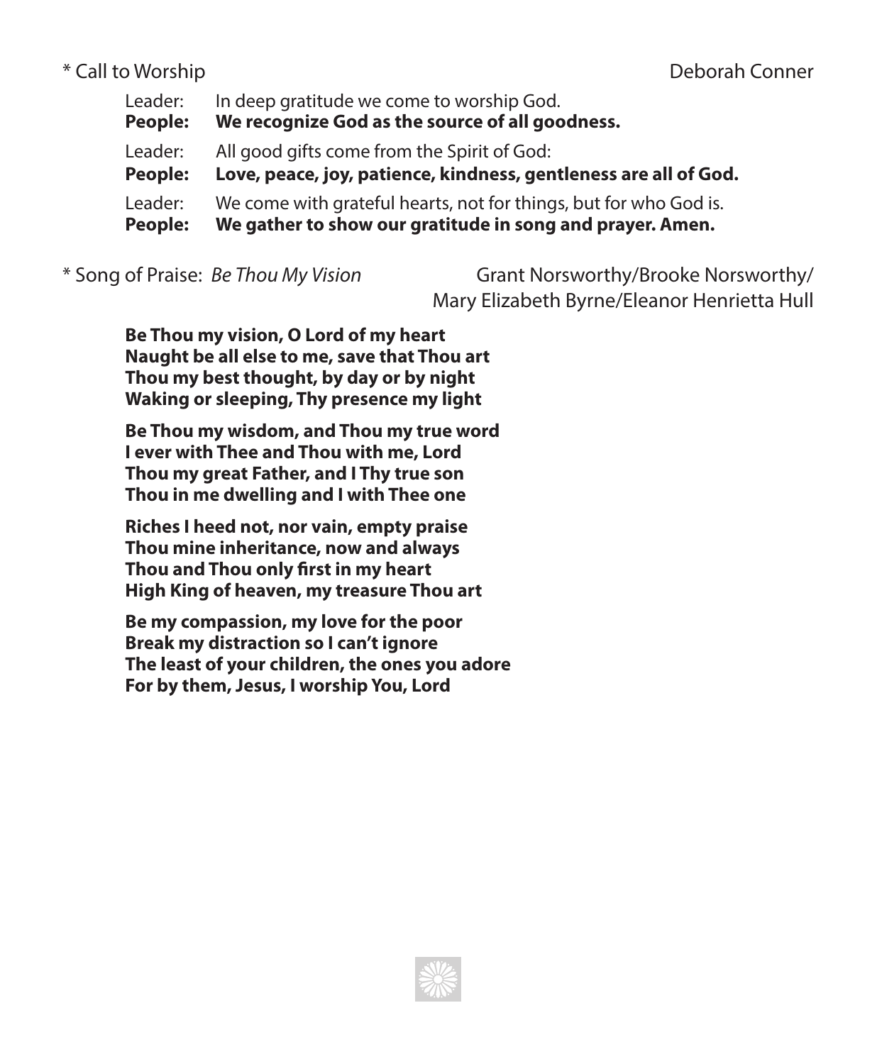\* Call to Worship Deborah Conner

Leader: In deep gratitude we come to worship God.
**People: We recognize God as the source of all goodness.**

Leader: All good gifts come from the Spirit of God:
**People: Love, peace, joy, patience, kindness, gentleness are all of God.**

Leader: We come with grateful hearts, not for things, but for who God is.
**People: We gather to show our gratitude in song and prayer. Amen.**

\* Song of Praise: *Be Thou My Vision* Grant Norsworthy/Brooke Norsworthy/ Mary Elizabeth Byrne/Eleanor Henrietta Hull

**Be Thou my vision, O Lord of my heart**
**Naught be all else to me, save that Thou art**
**Thou my best thought, by day or by night**
**Waking or sleeping, Thy presence my light**

**Be Thou my wisdom, and Thou my true word**
**I ever with Thee and Thou with me, Lord**
**Thou my great Father, and I Thy true son**
**Thou in me dwelling and I with Thee one**

**Riches I heed not, nor vain, empty praise**
**Thou mine inheritance, now and always**
**Thou and Thou only first in my heart**
**High King of heaven, my treasure Thou art**

**Be my compassion, my love for the poor**
**Break my distraction so I can't ignore**
**The least of your children, the ones you adore**
**For by them, Jesus, I worship You, Lord**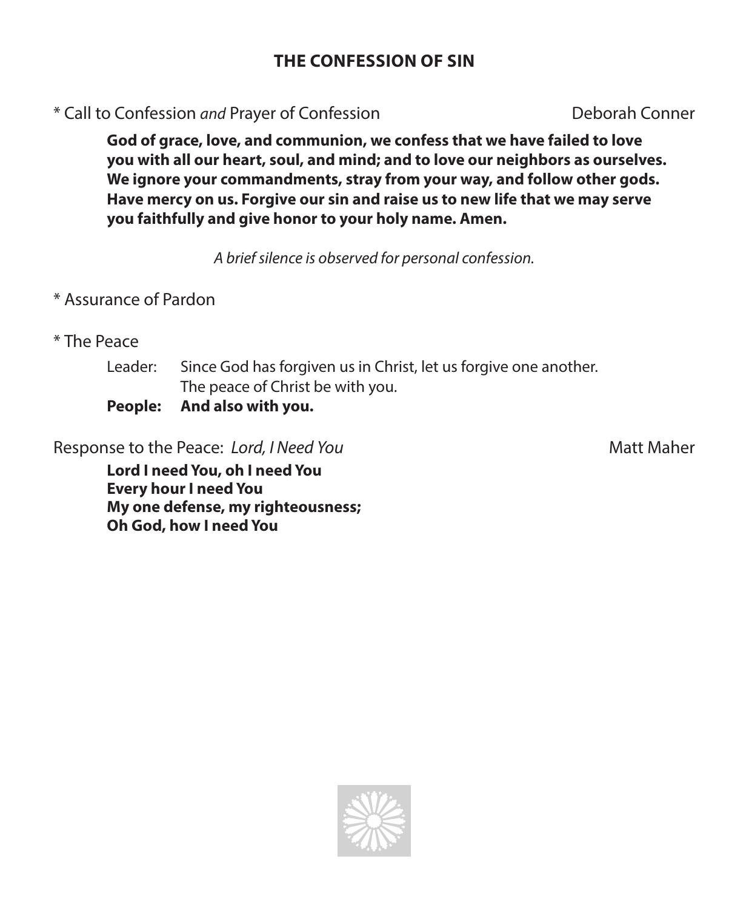## THE CONFESSION OF SIN

* Call to Confession *and* Prayer of Confession — Deborah Conner

**God of grace, love, and communion, we confess that we have failed to love you with all our heart, soul, and mind; and to love our neighbors as ourselves. We ignore your commandments, stray from your way, and follow other gods. Have mercy on us. Forgive our sin and raise us to new life that we may serve you faithfully and give honor to your holy name. Amen.**

*A brief silence is observed for personal confession.*

* Assurance of Pardon

* The Peace

Leader: Since God has forgiven us in Christ, let us forgive one another.
The peace of Christ be with you.

**People: And also with you.**

Response to the Peace: *Lord, I Need You* — Matt Maher

**Lord I need You, oh I need You**
**Every hour I need You**
**My one defense, my righteousness;**
**Oh God, how I need You**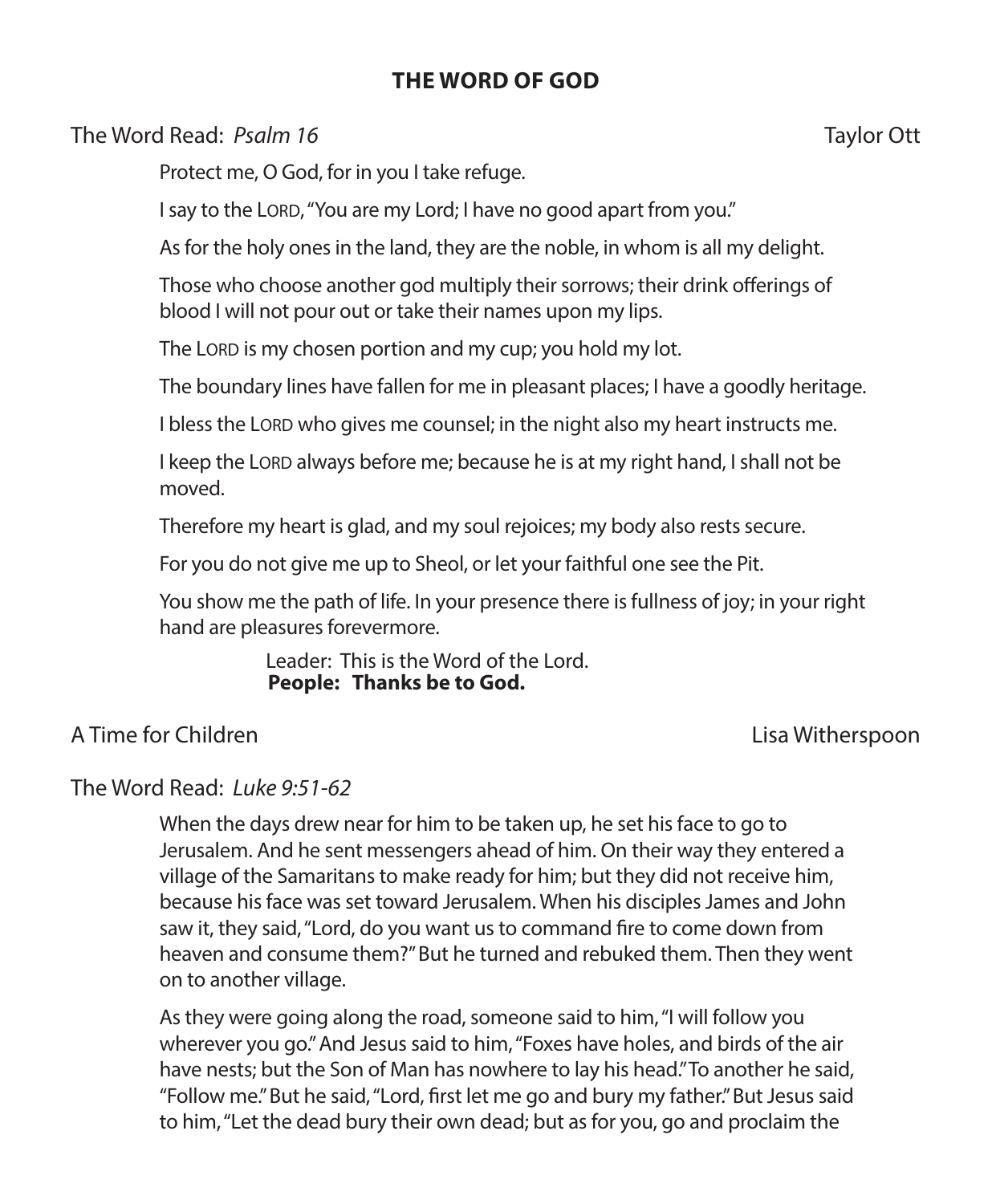## THE WORD OF GOD

The Word Read: *Psalm 16* Taylor Ott

Protect me, O God, for in you I take refuge.

I say to the LORD, "You are my Lord; I have no good apart from you."

As for the holy ones in the land, they are the noble, in whom is all my delight.

Those who choose another god multiply their sorrows; their drink offerings of blood I will not pour out or take their names upon my lips.

The LORD is my chosen portion and my cup; you hold my lot.

The boundary lines have fallen for me in pleasant places; I have a goodly heritage.

I bless the LORD who gives me counsel; in the night also my heart instructs me.

I keep the LORD always before me; because he is at my right hand, I shall not be moved.

Therefore my heart is glad, and my soul rejoices; my body also rests secure.

For you do not give me up to Sheol, or let your faithful one see the Pit.

You show me the path of life. In your presence there is fullness of joy; in your right hand are pleasures forevermore.

Leader: This is the Word of the Lord.
**People: Thanks be to God.**

A Time for Children Lisa Witherspoon

The Word Read: *Luke 9:51-62*

When the days drew near for him to be taken up, he set his face to go to Jerusalem. And he sent messengers ahead of him. On their way they entered a village of the Samaritans to make ready for him; but they did not receive him, because his face was set toward Jerusalem. When his disciples James and John saw it, they said, "Lord, do you want us to command fire to come down from heaven and consume them?" But he turned and rebuked them. Then they went on to another village.

As they were going along the road, someone said to him, "I will follow you wherever you go." And Jesus said to him, "Foxes have holes, and birds of the air have nests; but the Son of Man has nowhere to lay his head." To another he said, "Follow me." But he said, "Lord, first let me go and bury my father." But Jesus said to him, "Let the dead bury their own dead; but as for you, go and proclaim the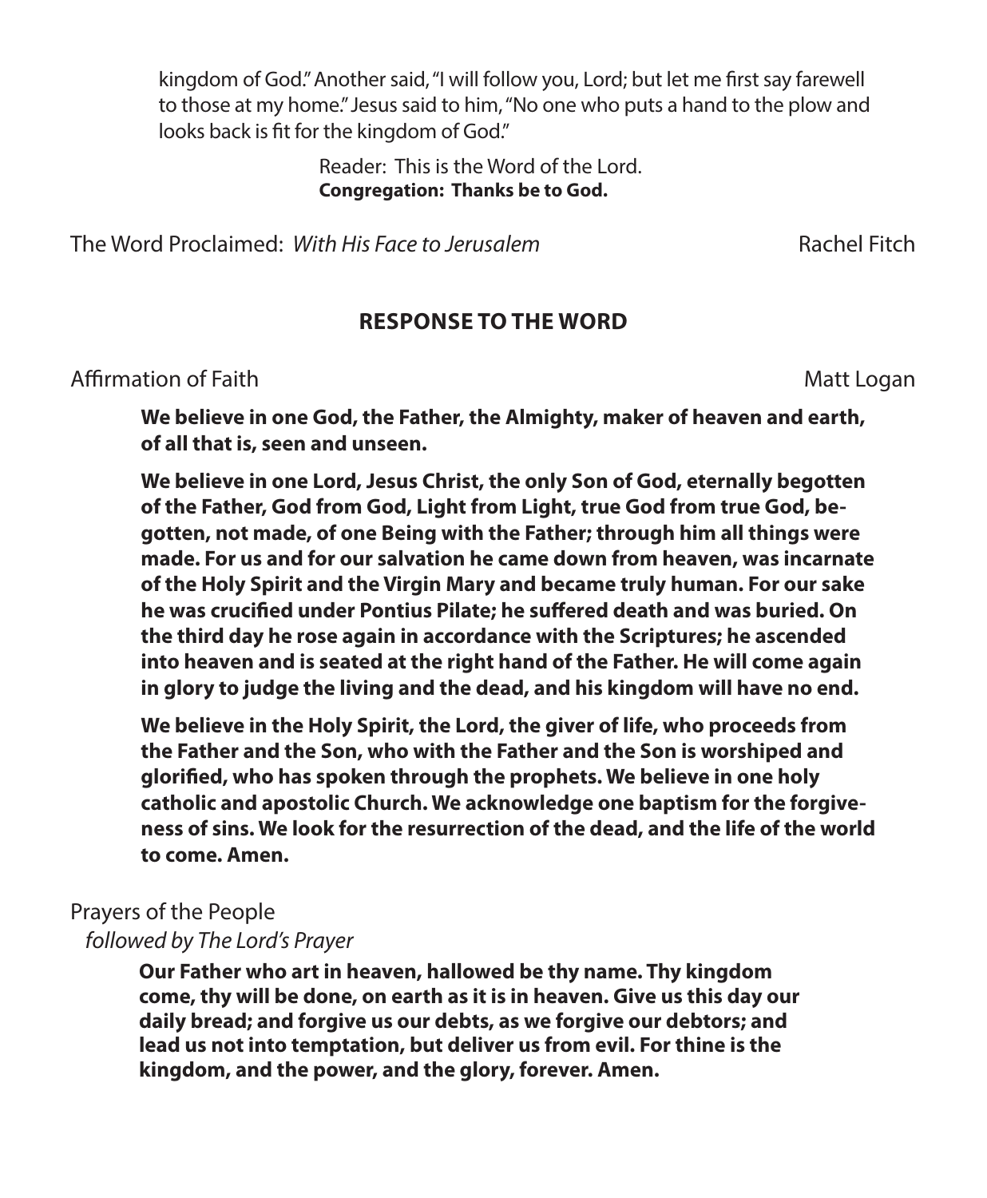kingdom of God." Another said, "I will follow you, Lord; but let me first say farewell to those at my home." Jesus said to him, "No one who puts a hand to the plow and looks back is fit for the kingdom of God."

Reader: This is the Word of the Lord.
**Congregation: Thanks be to God.**

The Word Proclaimed: *With His Face to Jerusalem* Rachel Fitch

## RESPONSE TO THE WORD

Affirmation of Faith Matt Logan

**We believe in one God, the Father, the Almighty, maker of heaven and earth, of all that is, seen and unseen.**

**We believe in one Lord, Jesus Christ, the only Son of God, eternally begotten of the Father, God from God, Light from Light, true God from true God, begotten, not made, of one Being with the Father; through him all things were made. For us and for our salvation he came down from heaven, was incarnate of the Holy Spirit and the Virgin Mary and became truly human. For our sake he was crucified under Pontius Pilate; he suffered death and was buried. On the third day he rose again in accordance with the Scriptures; he ascended into heaven and is seated at the right hand of the Father. He will come again in glory to judge the living and the dead, and his kingdom will have no end.**

**We believe in the Holy Spirit, the Lord, the giver of life, who proceeds from the Father and the Son, who with the Father and the Son is worshiped and glorified, who has spoken through the prophets. We believe in one holy catholic and apostolic Church. We acknowledge one baptism for the forgiveness of sins. We look for the resurrection of the dead, and the life of the world to come. Amen.**

Prayers of the People
*followed by The Lord's Prayer*

**Our Father who art in heaven, hallowed be thy name. Thy kingdom come, thy will be done, on earth as it is in heaven. Give us this day our daily bread; and forgive us our debts, as we forgive our debtors; and lead us not into temptation, but deliver us from evil. For thine is the kingdom, and the power, and the glory, forever. Amen.**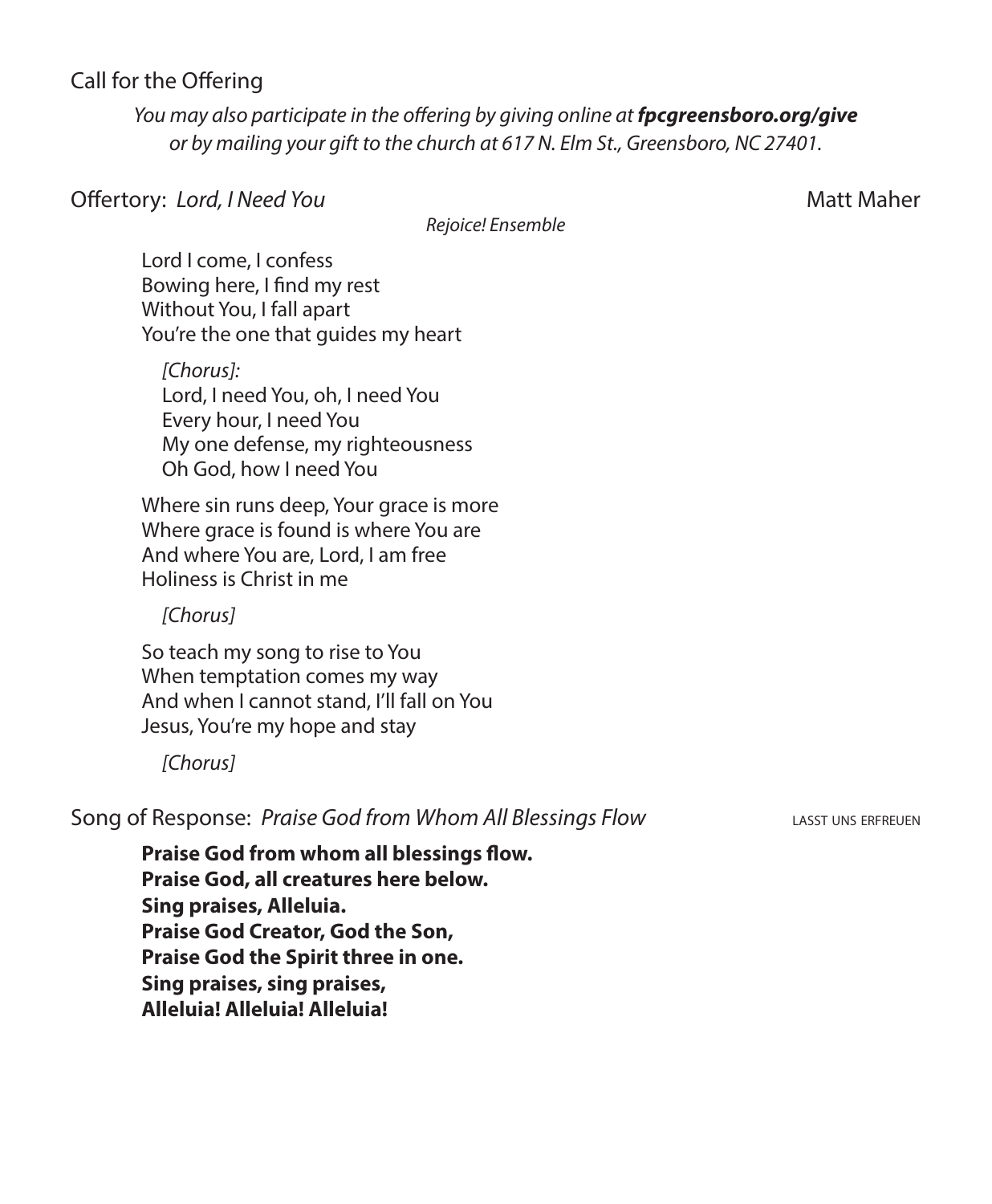Call for the Offering

*You may also participate in the offering by giving online at **fpcgreensboro.org/give** or by mailing your gift to the church at 617 N. Elm St., Greensboro, NC 27401.*

Offertory: *Lord, I Need You* Matt Maher

*Rejoice! Ensemble*

Lord I come, I confess
Bowing here, I find my rest
Without You, I fall apart
You're the one that guides my heart

*[Chorus]:*
Lord, I need You, oh, I need You
Every hour, I need You
My one defense, my righteousness
Oh God, how I need You

Where sin runs deep, Your grace is more
Where grace is found is where You are
And where You are, Lord, I am free
Holiness is Christ in me

*[Chorus]*

So teach my song to rise to You
When temptation comes my way
And when I cannot stand, I'll fall on You
Jesus, You're my hope and stay

*[Chorus]*

Song of Response: *Praise God from Whom All Blessings Flow* LASST UNS ERFREUEN

**Praise God from whom all blessings flow.**
**Praise God, all creatures here below.**
**Sing praises, Alleluia.**
**Praise God Creator, God the Son,**
**Praise God the Spirit three in one.**
**Sing praises, sing praises,**
**Alleluia! Alleluia! Alleluia!**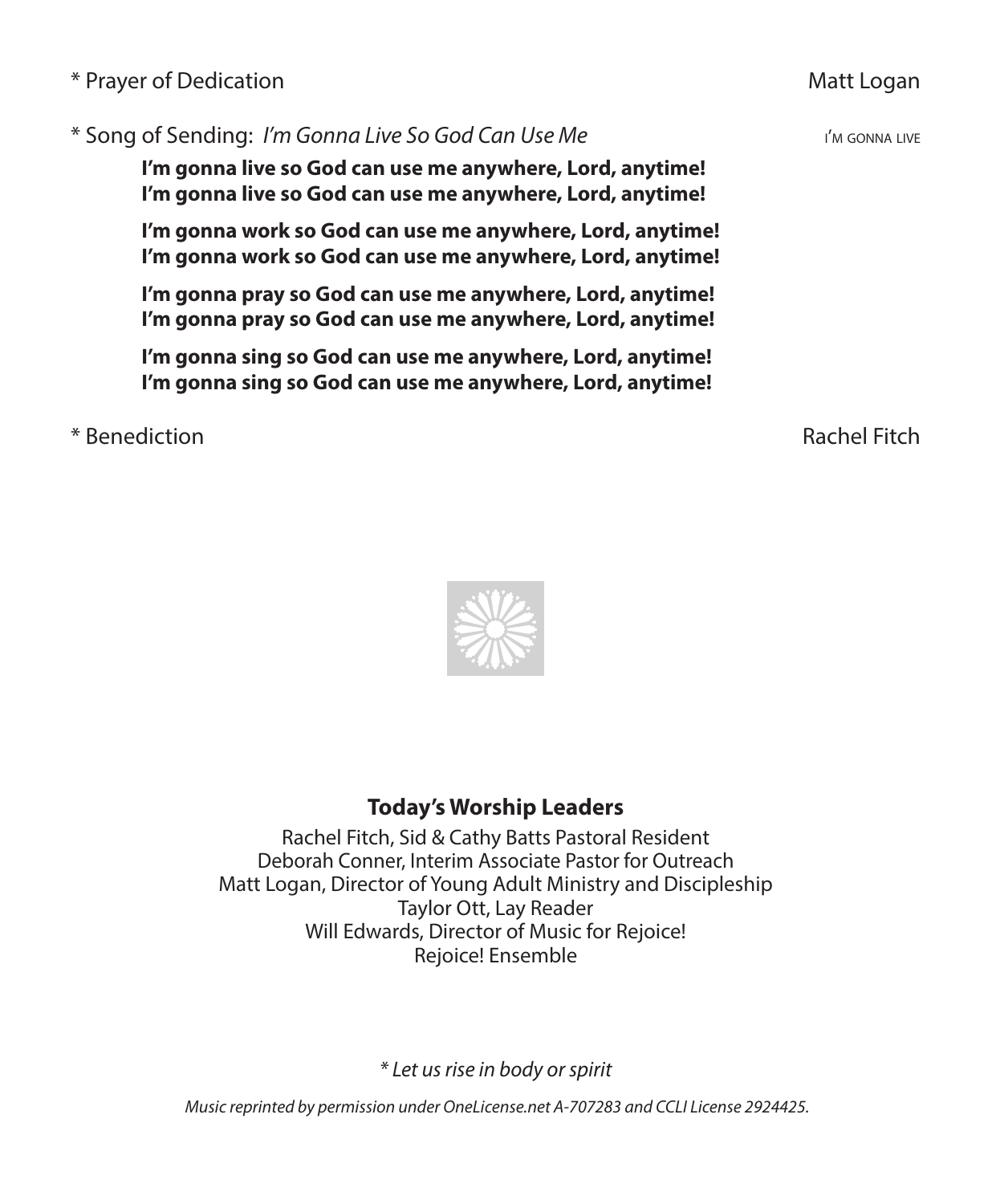\* Prayer of Dedication — Matt Logan

\* Song of Sending: *I'm Gonna Live So God Can Use Me* — I'M GONNA LIVE

**I'm gonna live so God can use me anywhere, Lord, anytime!**
**I'm gonna live so God can use me anywhere, Lord, anytime!**

**I'm gonna work so God can use me anywhere, Lord, anytime!**
**I'm gonna work so God can use me anywhere, Lord, anytime!**

**I'm gonna pray so God can use me anywhere, Lord, anytime!**
**I'm gonna pray so God can use me anywhere, Lord, anytime!**

**I'm gonna sing so God can use me anywhere, Lord, anytime!**
**I'm gonna sing so God can use me anywhere, Lord, anytime!**

\* Benediction — Rachel Fitch

## Today's Worship Leaders

Rachel Fitch, Sid & Cathy Batts Pastoral Resident
Deborah Conner, Interim Associate Pastor for Outreach
Matt Logan, Director of Young Adult Ministry and Discipleship
Taylor Ott, Lay Reader
Will Edwards, Director of Music for Rejoice!
Rejoice! Ensemble

*\* Let us rise in body or spirit*

*Music reprinted by permission under OneLicense.net A-707283 and CCLI License 2924425.*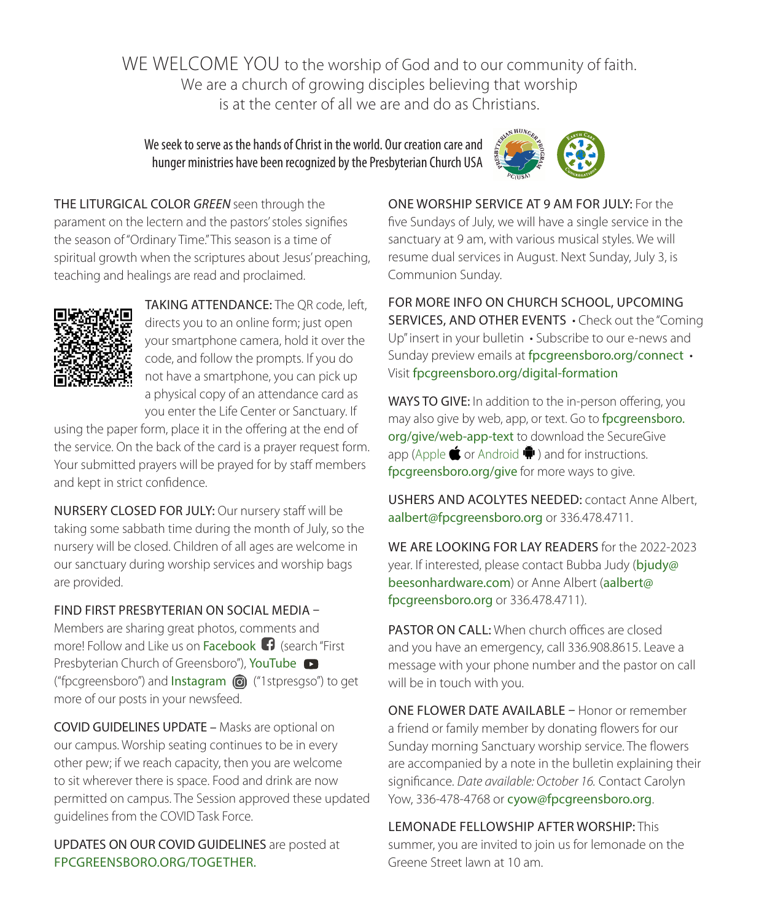WE WELCOME YOU to the worship of God and to our community of faith. We are a church of growing disciples believing that worship is at the center of all we are and do as Christians.

We seek to serve as the hands of Christ in the world. Our creation care and hunger ministries have been recognized by the Presbyterian Church USA

THE LITURGICAL COLOR *GREEN* seen through the parament on the lectern and the pastors' stoles signifies the season of "Ordinary Time." This season is a time of spiritual growth when the scriptures about Jesus' preaching, teaching and healings are read and proclaimed.

TAKING ATTENDANCE: The QR code, left, directs you to an online form; just open your smartphone camera, hold it over the code, and follow the prompts. If you do not have a smartphone, you can pick up a physical copy of an attendance card as you enter the Life Center or Sanctuary. If using the paper form, place it in the offering at the end of the service. On the back of the card is a prayer request form. Your submitted prayers will be prayed for by staff members and kept in strict confidence.

NURSERY CLOSED FOR JULY: Our nursery staff will be taking some sabbath time during the month of July, so the nursery will be closed. Children of all ages are welcome in our sanctuary during worship services and worship bags are provided.

FIND FIRST PRESBYTERIAN ON SOCIAL MEDIA – Members are sharing great photos, comments and more! Follow and Like us on Facebook (search "First Presbyterian Church of Greensboro"), YouTube ("fpcgreensboro") and Instagram ("1stpresgso") to get more of our posts in your newsfeed.

COVID GUIDELINES UPDATE – Masks are optional on our campus. Worship seating continues to be in every other pew; if we reach capacity, then you are welcome to sit wherever there is space. Food and drink are now permitted on campus. The Session approved these updated guidelines from the COVID Task Force.

UPDATES ON OUR COVID GUIDELINES are posted at FPCGREENSBORO.ORG/TOGETHER.

ONE WORSHIP SERVICE AT 9 AM FOR JULY: For the five Sundays of July, we will have a single service in the sanctuary at 9 am, with various musical styles. We will resume dual services in August. Next Sunday, July 3, is Communion Sunday.

FOR MORE INFO ON CHURCH SCHOOL, UPCOMING SERVICES, AND OTHER EVENTS • Check out the "Coming Up" insert in your bulletin • Subscribe to our e-news and Sunday preview emails at fpcgreensboro.org/connect • Visit fpcgreensboro.org/digital-formation

WAYS TO GIVE: In addition to the in-person offering, you may also give by web, app, or text. Go to fpcgreensboro.org/give/web-app-text to download the SecureGive app (Apple or Android) and for instructions. fpcgreensboro.org/give for more ways to give.

USHERS AND ACOLYTES NEEDED: contact Anne Albert, aalbert@fpcgreensboro.org or 336.478.4711.

WE ARE LOOKING FOR LAY READERS for the 2022-2023 year. If interested, please contact Bubba Judy (bjudy@beesonhardware.com) or Anne Albert (aalbert@fpcgreensboro.org or 336.478.4711).

PASTOR ON CALL: When church offices are closed and you have an emergency, call 336.908.8615. Leave a message with your phone number and the pastor on call will be in touch with you.

ONE FLOWER DATE AVAILABLE – Honor or remember a friend or family member by donating flowers for our Sunday morning Sanctuary worship service. The flowers are accompanied by a note in the bulletin explaining their significance. *Date available: October 16.* Contact Carolyn Yow, 336-478-4768 or cyow@fpcgreensboro.org.

LEMONADE FELLOWSHIP AFTER WORSHIP: This summer, you are invited to join us for lemonade on the Greene Street lawn at 10 am.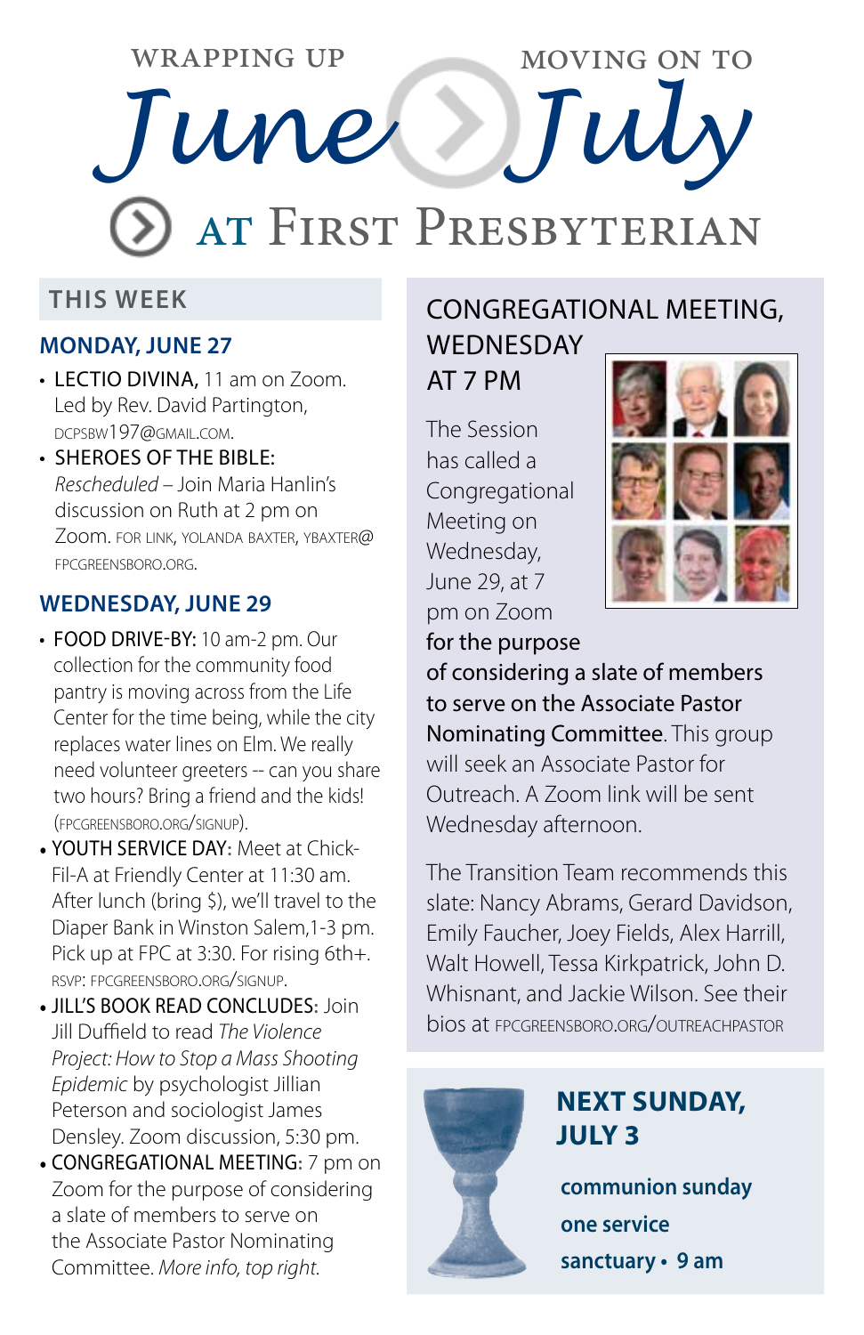# WRAPPING UP June › MOVING ON TO July

## AT FIRST PRESBYTERIAN

## THIS WEEK

### MONDAY, JUNE 27

- LECTIO DIVINA, 11 am on Zoom. Led by Rev. David Partington, DCPSBW197@GMAIL.COM.
- SHEROES OF THE BIBLE: *Rescheduled* – Join Maria Hanlin's discussion on Ruth at 2 pm on Zoom. FOR LINK, YOLANDA BAXTER, YBAXTER@FPCGREENSBORO.ORG.

### WEDNESDAY, JUNE 29

- FOOD DRIVE-BY: 10 am-2 pm. Our collection for the community food pantry is moving across from the Life Center for the time being, while the city replaces water lines on Elm. We really need volunteer greeters -- can you share two hours? Bring a friend and the kids! (FPCGREENSBORO.ORG/SIGNUP).
- YOUTH SERVICE DAY: Meet at Chick-Fil-A at Friendly Center at 11:30 am. After lunch (bring $), we'll travel to the Diaper Bank in Winston Salem,1-3 pm. Pick up at FPC at 3:30. For rising 6th+. RSVP: FPCGREENSBORO.ORG/SIGNUP.
- JILL'S BOOK READ CONCLUDES: Join Jill Duffield to read *The Violence Project: How to Stop a Mass Shooting Epidemic* by psychologist Jillian Peterson and sociologist James Densley. Zoom discussion, 5:30 pm.
- CONGREGATIONAL MEETING: 7 pm on Zoom for the purpose of considering a slate of members to serve on the Associate Pastor Nominating Committee. *More info, top right.*

## CONGREGATIONAL MEETING, WEDNESDAY AT 7 PM

The Session has called a Congregational Meeting on Wednesday, June 29, at 7 pm on Zoom **for the purpose of considering a slate of members to serve on the Associate Pastor Nominating Committee**. This group will seek an Associate Pastor for Outreach. A Zoom link will be sent Wednesday afternoon.

The Transition Team recommends this slate: Nancy Abrams, Gerard Davidson, Emily Faucher, Joey Fields, Alex Harrill, Walt Howell, Tessa Kirkpatrick, John D. Whisnant, and Jackie Wilson. See their bios at FPCGREENSBORO.ORG/OUTREACHPASTOR

## NEXT SUNDAY, JULY 3

**communion sunday**

**one service**

**sanctuary • 9 am**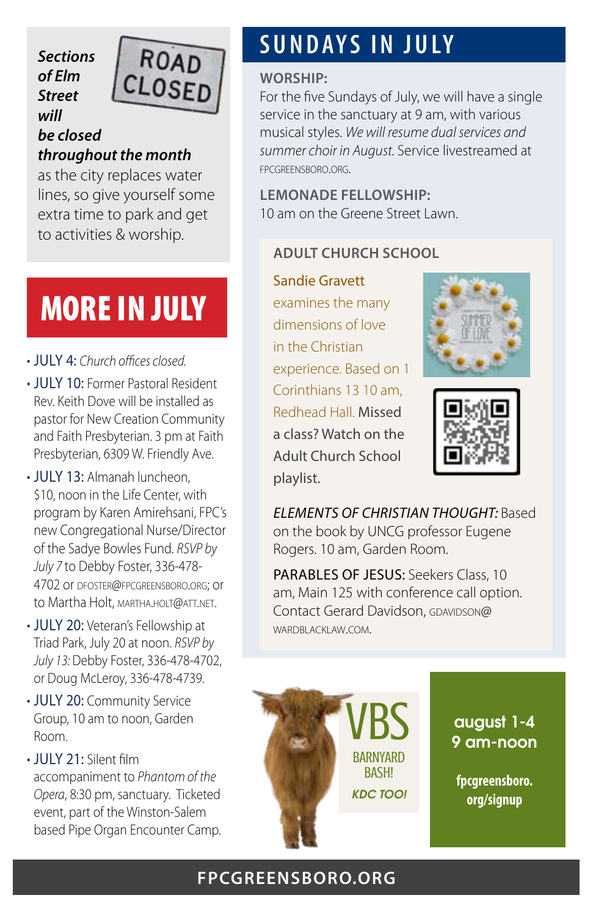***Sections of Elm Street will be closed throughout the month*** as the city replaces water lines, so give yourself some extra time to park and get to activities & worship.

# MORE IN JULY

- JULY 4: *Church offices closed.*
- JULY 10: Former Pastoral Resident Rev. Keith Dove will be installed as pastor for New Creation Community and Faith Presbyterian. 3 pm at Faith Presbyterian, 6309 W. Friendly Ave.
- JULY 13: Almanah luncheon, $10, noon in the Life Center, with program by Karen Amirehsani, FPC's new Congregational Nurse/Director of the Sadye Bowles Fund. *RSVP by July 7* to Debby Foster, 336-478-4702 or DFOSTER@FPCGREENSBORO.ORG; or to Martha Holt, MARTHA.HOLT@ATT.NET.
- JULY 20: Veteran's Fellowship at Triad Park, July 20 at noon. *RSVP by July 13:* Debby Foster, 336-478-4702, or Doug McLeroy, 336-478-4739.
- JULY 20: Community Service Group, 10 am to noon, Garden Room.
- JULY 21: Silent film accompaniment to *Phantom of the Opera*, 8:30 pm, sanctuary. Ticketed event, part of the Winston-Salem based Pipe Organ Encounter Camp.

# SUNDAYS IN JULY

**WORSHIP:**
For the five Sundays of July, we will have a single service in the sanctuary at 9 am, with various musical styles. *We will resume dual services and summer choir in August.* Service livestreamed at FPCGREENSBORO.ORG.

**LEMONADE FELLOWSHIP:**
10 am on the Greene Street Lawn.

## ADULT CHURCH SCHOOL

Sandie Gravett examines the many dimensions of love in the Christian experience. Based on 1 Corinthians 13 10 am, Redhead Hall. Missed a class? Watch on the Adult Church School playlist.

*ELEMENTS OF CHRISTIAN THOUGHT:* Based on the book by UNCG professor Eugene Rogers. 10 am, Garden Room.

PARABLES OF JESUS: Seekers Class, 10 am, Main 125 with conference call option. Contact Gerard Davidson, GDAVIDSON@WARDBLACKLAW.COM.

VBS
BARNYARD BASH!
*KDC TOO!*

august 1-4
9 am-noon

fpcgreensboro.org/signup

FPCGREENSBORO.ORG